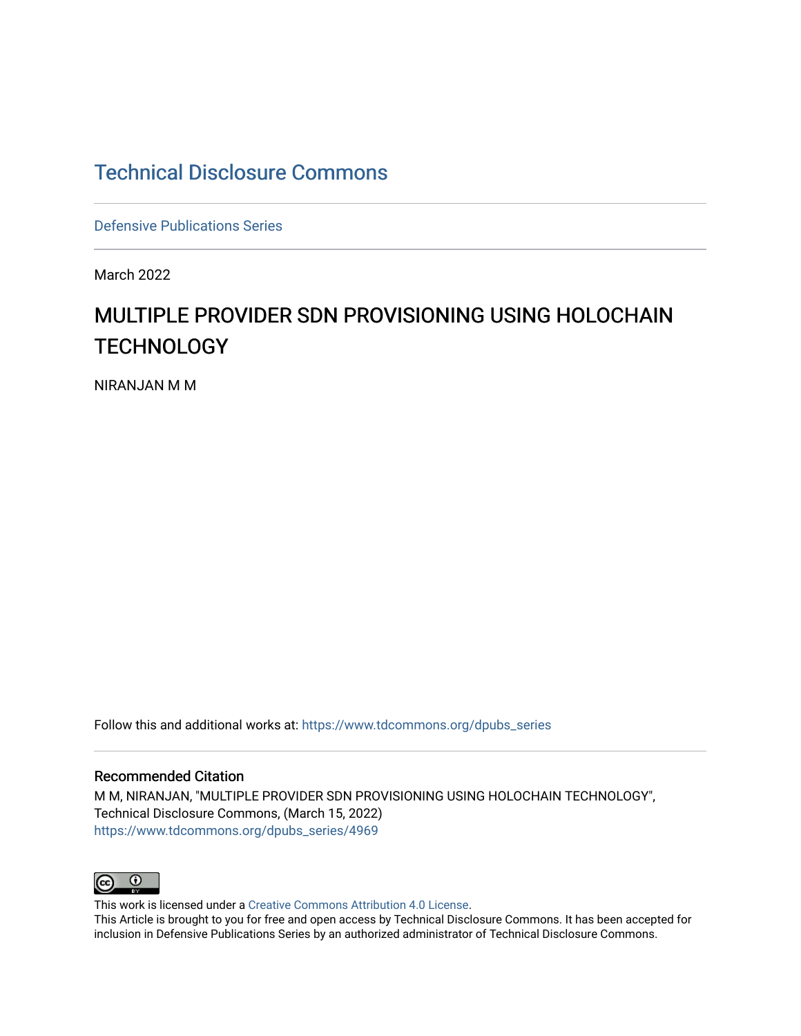# Technical Disclosure Commons

Defensive Publications Series

March 2022

## MULTIPLE PROVIDER SDN PROVISIONING USING HOLOCHAIN TECHNOLOGY

NIRANJAN M M

Follow this and additional works at: https://www.tdcommons.org/dpubs_series

### Recommended Citation

M M, NIRANJAN, "MULTIPLE PROVIDER SDN PROVISIONING USING HOLOCHAIN TECHNOLOGY", Technical Disclosure Commons, (March 15, 2022)
https://www.tdcommons.org/dpubs_series/4969

This work is licensed under a Creative Commons Attribution 4.0 License.
This Article is brought to you for free and open access by Technical Disclosure Commons. It has been accepted for inclusion in Defensive Publications Series by an authorized administrator of Technical Disclosure Commons.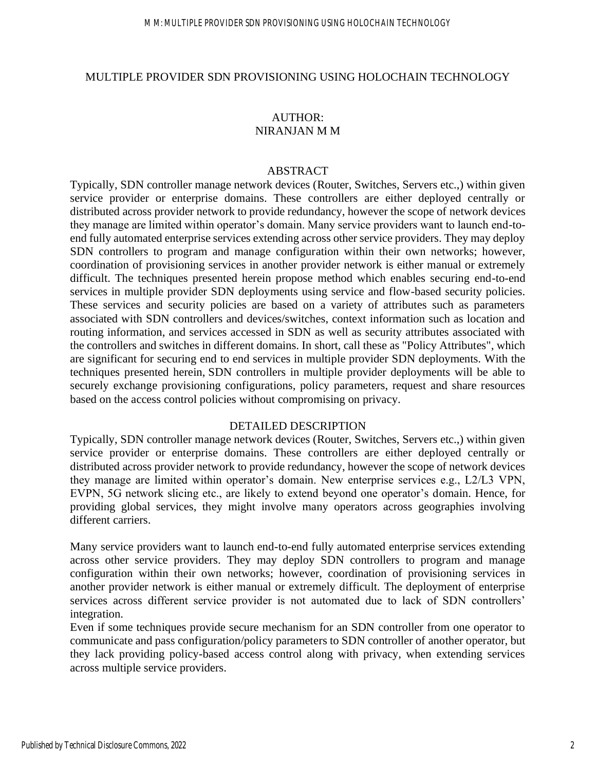# MULTIPLE PROVIDER SDN PROVISIONING USING HOLOCHAIN TECHNOLOGY

AUTHOR:
NIRANJAN M M

## ABSTRACT

Typically, SDN controller manage network devices (Router, Switches, Servers etc.,) within given service provider or enterprise domains. These controllers are either deployed centrally or distributed across provider network to provide redundancy, however the scope of network devices they manage are limited within operator's domain. Many service providers want to launch end-to-end fully automated enterprise services extending across other service providers. They may deploy SDN controllers to program and manage configuration within their own networks; however, coordination of provisioning services in another provider network is either manual or extremely difficult. The techniques presented herein propose method which enables securing end-to-end services in multiple provider SDN deployments using service and flow-based security policies. These services and security policies are based on a variety of attributes such as parameters associated with SDN controllers and devices/switches, context information such as location and routing information, and services accessed in SDN as well as security attributes associated with the controllers and switches in different domains. In short, call these as "Policy Attributes", which are significant for securing end to end services in multiple provider SDN deployments. With the techniques presented herein, SDN controllers in multiple provider deployments will be able to securely exchange provisioning configurations, policy parameters, request and share resources based on the access control policies without compromising on privacy.

## DETAILED DESCRIPTION

Typically, SDN controller manage network devices (Router, Switches, Servers etc.,) within given service provider or enterprise domains. These controllers are either deployed centrally or distributed across provider network to provide redundancy, however the scope of network devices they manage are limited within operator's domain. New enterprise services e.g., L2/L3 VPN, EVPN, 5G network slicing etc., are likely to extend beyond one operator's domain. Hence, for providing global services, they might involve many operators across geographies involving different carriers.

Many service providers want to launch end-to-end fully automated enterprise services extending across other service providers. They may deploy SDN controllers to program and manage configuration within their own networks; however, coordination of provisioning services in another provider network is either manual or extremely difficult. The deployment of enterprise services across different service provider is not automated due to lack of SDN controllers' integration.

Even if some techniques provide secure mechanism for an SDN controller from one operator to communicate and pass configuration/policy parameters to SDN controller of another operator, but they lack providing policy-based access control along with privacy, when extending services across multiple service providers.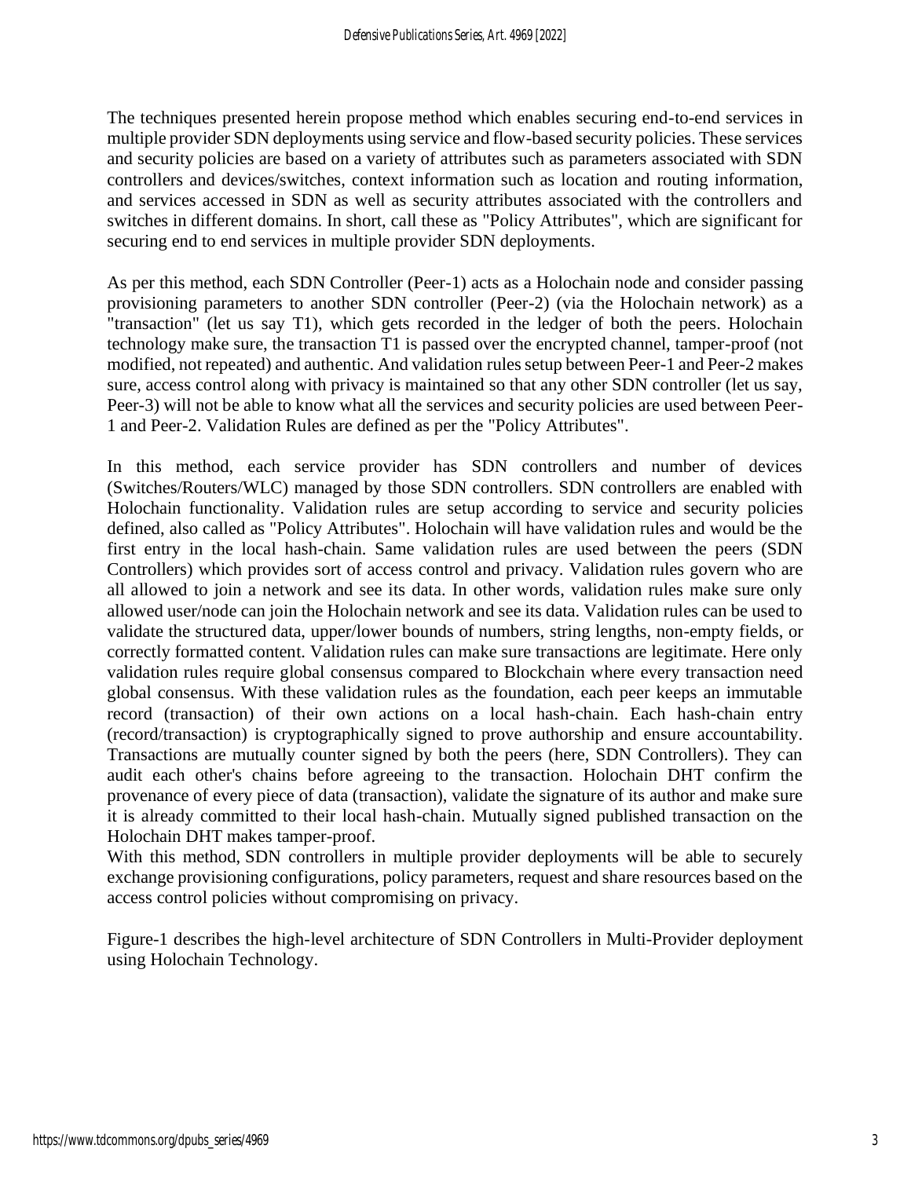The techniques presented herein propose method which enables securing end-to-end services in multiple provider SDN deployments using service and flow-based security policies. These services and security policies are based on a variety of attributes such as parameters associated with SDN controllers and devices/switches, context information such as location and routing information, and services accessed in SDN as well as security attributes associated with the controllers and switches in different domains. In short, call these as "Policy Attributes", which are significant for securing end to end services in multiple provider SDN deployments.

As per this method, each SDN Controller (Peer-1) acts as a Holochain node and consider passing provisioning parameters to another SDN controller (Peer-2) (via the Holochain network) as a "transaction" (let us say T1), which gets recorded in the ledger of both the peers. Holochain technology make sure, the transaction T1 is passed over the encrypted channel, tamper-proof (not modified, not repeated) and authentic. And validation rules setup between Peer-1 and Peer-2 makes sure, access control along with privacy is maintained so that any other SDN controller (let us say, Peer-3) will not be able to know what all the services and security policies are used between Peer-1 and Peer-2. Validation Rules are defined as per the "Policy Attributes".

In this method, each service provider has SDN controllers and number of devices (Switches/Routers/WLC) managed by those SDN controllers. SDN controllers are enabled with Holochain functionality. Validation rules are setup according to service and security policies defined, also called as "Policy Attributes". Holochain will have validation rules and would be the first entry in the local hash-chain. Same validation rules are used between the peers (SDN Controllers) which provides sort of access control and privacy. Validation rules govern who are all allowed to join a network and see its data. In other words, validation rules make sure only allowed user/node can join the Holochain network and see its data. Validation rules can be used to validate the structured data, upper/lower bounds of numbers, string lengths, non-empty fields, or correctly formatted content. Validation rules can make sure transactions are legitimate. Here only validation rules require global consensus compared to Blockchain where every transaction need global consensus. With these validation rules as the foundation, each peer keeps an immutable record (transaction) of their own actions on a local hash-chain. Each hash-chain entry (record/transaction) is cryptographically signed to prove authorship and ensure accountability. Transactions are mutually counter signed by both the peers (here, SDN Controllers). They can audit each other's chains before agreeing to the transaction. Holochain DHT confirm the provenance of every piece of data (transaction), validate the signature of its author and make sure it is already committed to their local hash-chain. Mutually signed published transaction on the Holochain DHT makes tamper-proof.

With this method, SDN controllers in multiple provider deployments will be able to securely exchange provisioning configurations, policy parameters, request and share resources based on the access control policies without compromising on privacy.

Figure-1 describes the high-level architecture of SDN Controllers in Multi-Provider deployment using Holochain Technology.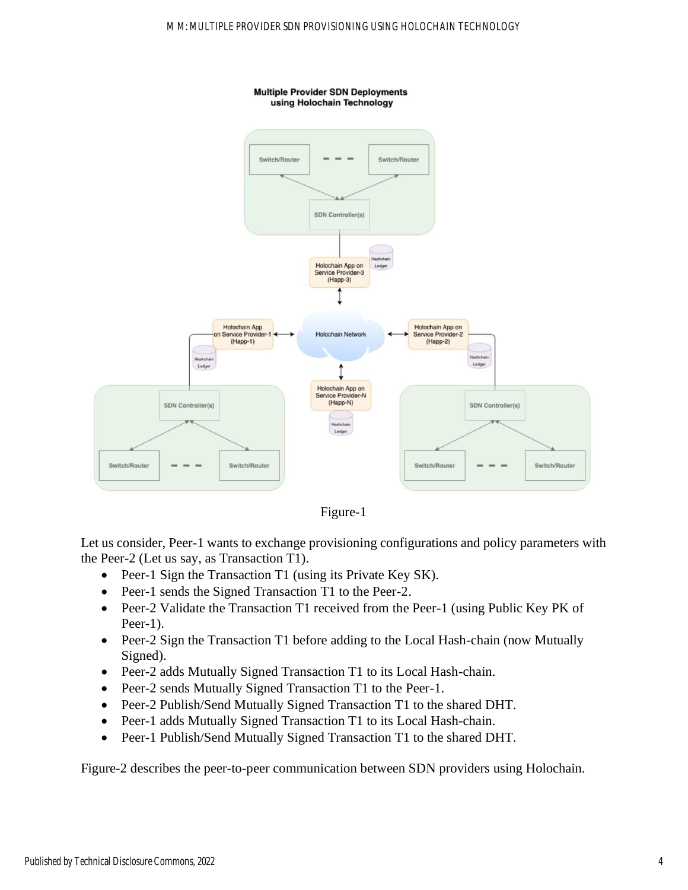Figure-1

Let us consider, Peer-1 wants to exchange provisioning configurations and policy parameters with the Peer-2 (Let us say, as Transaction T1).

- Peer-1 Sign the Transaction T1 (using its Private Key SK).
- Peer-1 sends the Signed Transaction T1 to the Peer-2.
- Peer-2 Validate the Transaction T1 received from the Peer-1 (using Public Key PK of Peer-1).
- Peer-2 Sign the Transaction T1 before adding to the Local Hash-chain (now Mutually Signed).
- Peer-2 adds Mutually Signed Transaction T1 to its Local Hash-chain.
- Peer-2 sends Mutually Signed Transaction T1 to the Peer-1.
- Peer-2 Publish/Send Mutually Signed Transaction T1 to the shared DHT.
- Peer-1 adds Mutually Signed Transaction T1 to its Local Hash-chain.
- Peer-1 Publish/Send Mutually Signed Transaction T1 to the shared DHT.

Figure-2 describes the peer-to-peer communication between SDN providers using Holochain.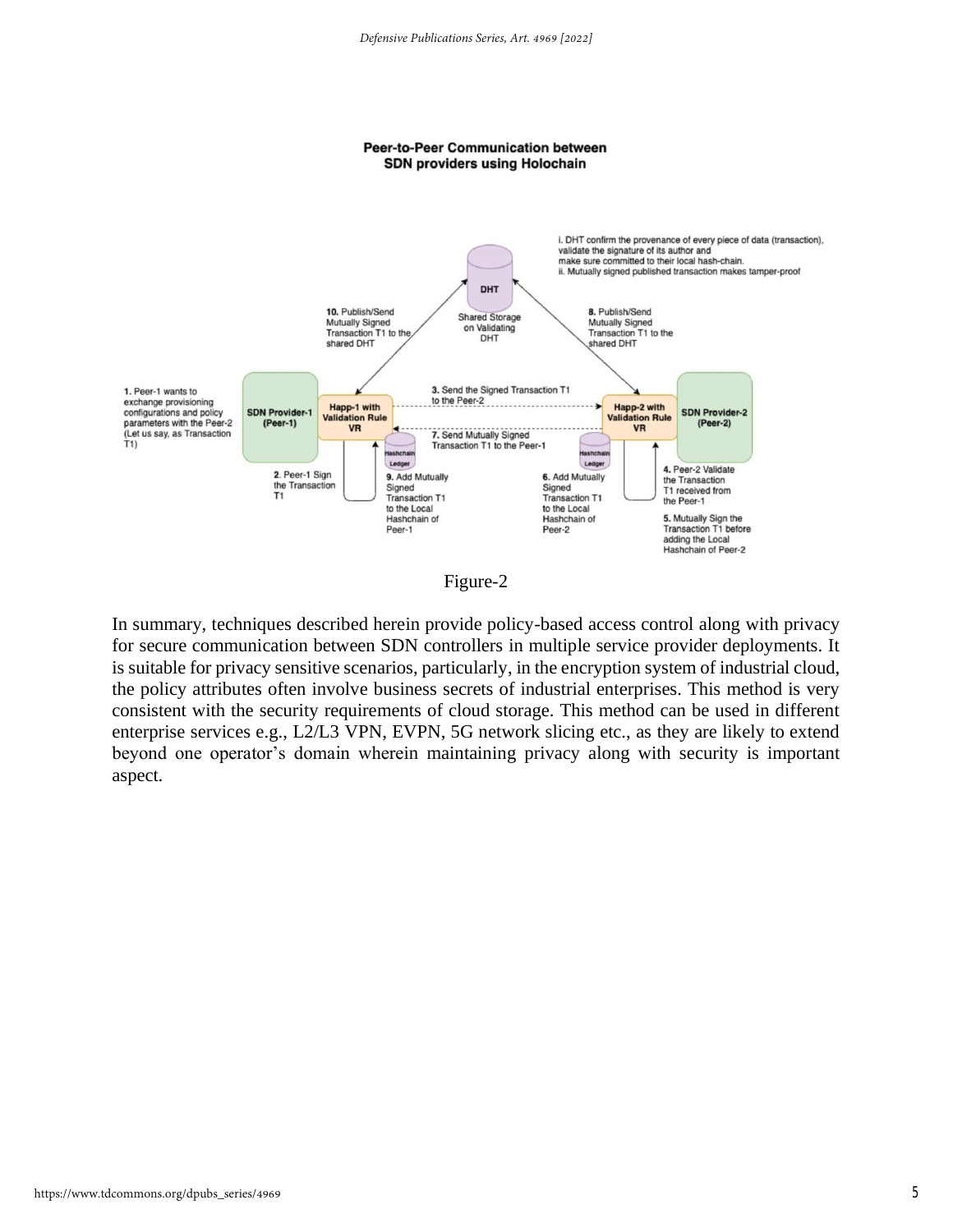**Peer-to-Peer Communication between SDN providers using Holochain**

i. DHT confirm the provenance of every piece of data (transaction), validate the signature of its author and make sure committed to their local hash-chain.
ii. Mutually signed published transaction makes tamper-proof

DHT

Shared Storage on Validating DHT

**10.** Publish/Send Mutually Signed Transaction T1 to the shared DHT

**8.** Publish/Send Mutually Signed Transaction T1 to the shared DHT

**1.** Peer-1 wants to exchange provisioning configurations and policy parameters with the Peer-2 (Let us say, as Transaction T1)

SDN Provider-1 (Peer-1)

Happ-1 with Validation Rule VR

**3.** Send the Signed Transaction T1 to the Peer-2

**7.** Send Mutually Signed Transaction T1 to the Peer-1

Happ-2 with Validation Rule VR

SDN Provider-2 (Peer-2)

Hashchain Ledger

Hashchain Ledger

**2.** Peer-1 Sign the Transaction T1

**9.** Add Mutually Signed Transaction T1 to the Local Hashchain of Peer-1

**6.** Add Mutually Signed Transaction T1 to the Local Hashchain of Peer-2

**4.** Peer-2 Validate the Transaction T1 received from the Peer-1

**5.** Mutually Sign the Transaction T1 before adding the Local Hashchain of Peer-2

Figure-2

In summary, techniques described herein provide policy-based access control along with privacy for secure communication between SDN controllers in multiple service provider deployments. It is suitable for privacy sensitive scenarios, particularly, in the encryption system of industrial cloud, the policy attributes often involve business secrets of industrial enterprises. This method is very consistent with the security requirements of cloud storage. This method can be used in different enterprise services e.g., L2/L3 VPN, EVPN, 5G network slicing etc., as they are likely to extend beyond one operator's domain wherein maintaining privacy along with security is important aspect.